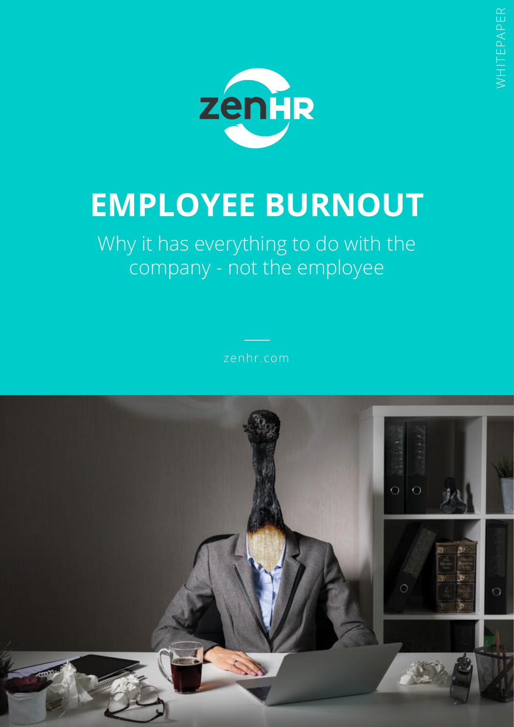WHITEPAPER

zenHR

# EMPLOYEE BURNOUT

Why it has everything to do with the company - not the employee

zenhr.com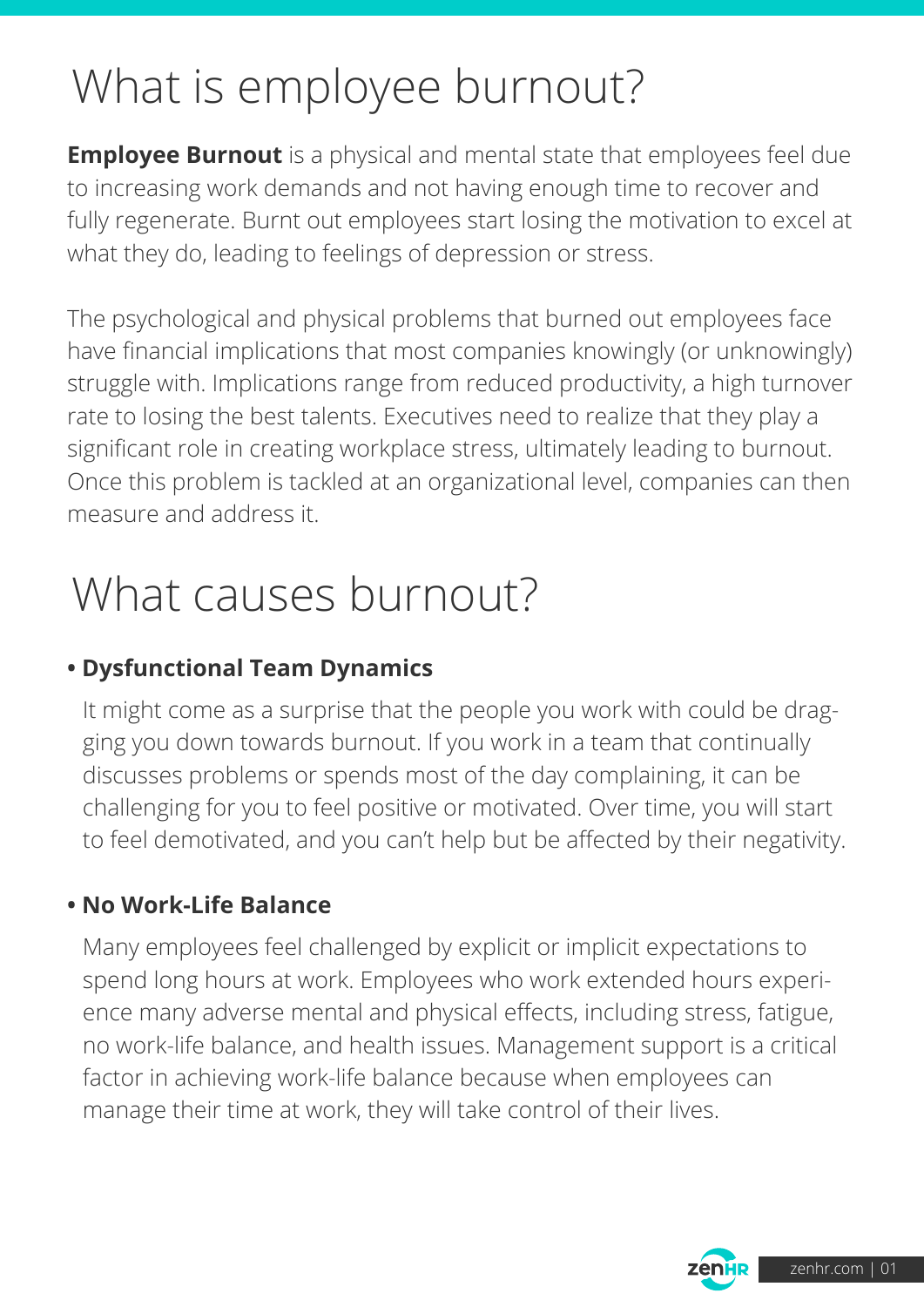# What is employee burnout?

**Employee Burnout** is a physical and mental state that employees feel due to increasing work demands and not having enough time to recover and fully regenerate. Burnt out employees start losing the motivation to excel at what they do, leading to feelings of depression or stress.

The psychological and physical problems that burned out employees face have financial implications that most companies knowingly (or unknowingly) struggle with. Implications range from reduced productivity, a high turnover rate to losing the best talents. Executives need to realize that they play a significant role in creating workplace stress, ultimately leading to burnout. Once this problem is tackled at an organizational level, companies can then measure and address it.

# What causes burnout?

- **Dysfunctional Team Dynamics**

  It might come as a surprise that the people you work with could be dragging you down towards burnout. If you work in a team that continually discusses problems or spends most of the day complaining, it can be challenging for you to feel positive or motivated. Over time, you will start to feel demotivated, and you can't help but be affected by their negativity.

- **No Work-Life Balance**

  Many employees feel challenged by explicit or implicit expectations to spend long hours at work. Employees who work extended hours experience many adverse mental and physical effects, including stress, fatigue, no work-life balance, and health issues. Management support is a critical factor in achieving work-life balance because when employees can manage their time at work, they will take control of their lives.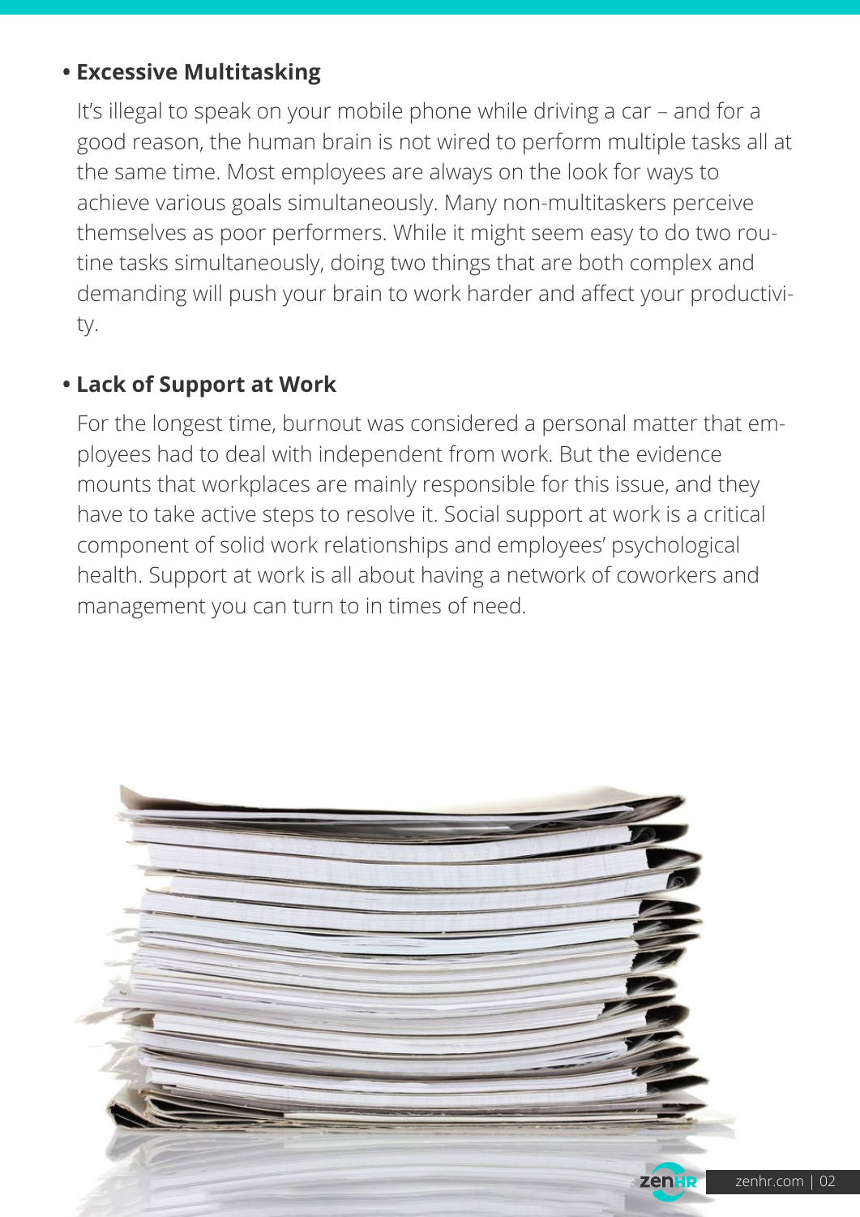- **Excessive Multitasking**

  It's illegal to speak on your mobile phone while driving a car – and for a good reason, the human brain is not wired to perform multiple tasks all at the same time. Most employees are always on the look for ways to achieve various goals simultaneously. Many non-multitaskers perceive themselves as poor performers. While it might seem easy to do two routine tasks simultaneously, doing two things that are both complex and demanding will push your brain to work harder and affect your productivity.

- **Lack of Support at Work**

  For the longest time, burnout was considered a personal matter that employees had to deal with independent from work. But the evidence mounts that workplaces are mainly responsible for this issue, and they have to take active steps to resolve it. Social support at work is a critical component of solid work relationships and employees' psychological health. Support at work is all about having a network of coworkers and management you can turn to in times of need.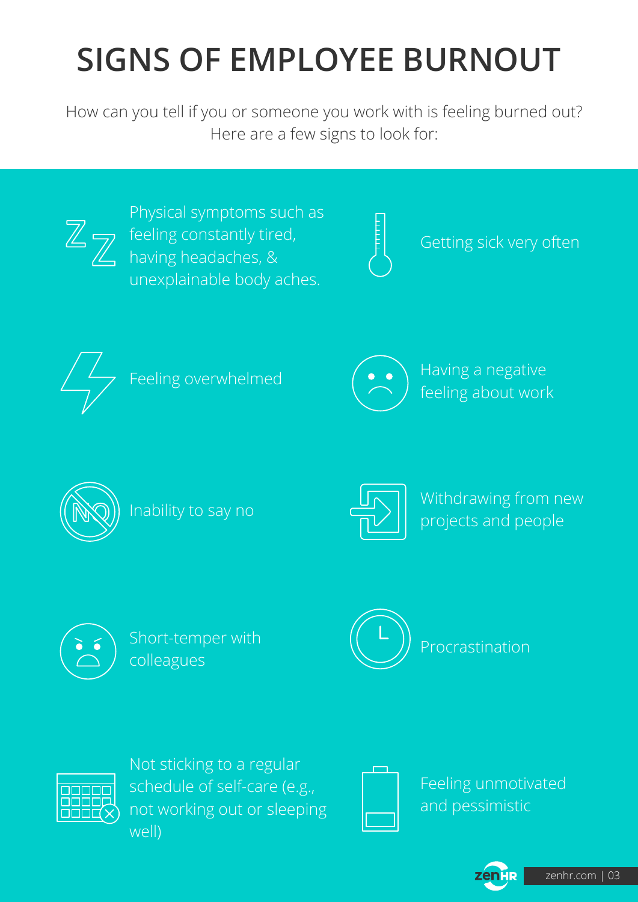# SIGNS OF EMPLOYEE BURNOUT

How can you tell if you or someone you work with is feeling burned out? Here are a few signs to look for:

- Physical symptoms such as feeling constantly tired, having headaches, & unexplainable body aches.
- Getting sick very often
- Feeling overwhelmed
- Having a negative feeling about work
- Inability to say no
- Withdrawing from new projects and people
- Short-temper with colleagues
- Procrastination
- Not sticking to a regular schedule of self-care (e.g., not working out or sleeping well)
- Feeling unmotivated and pessimistic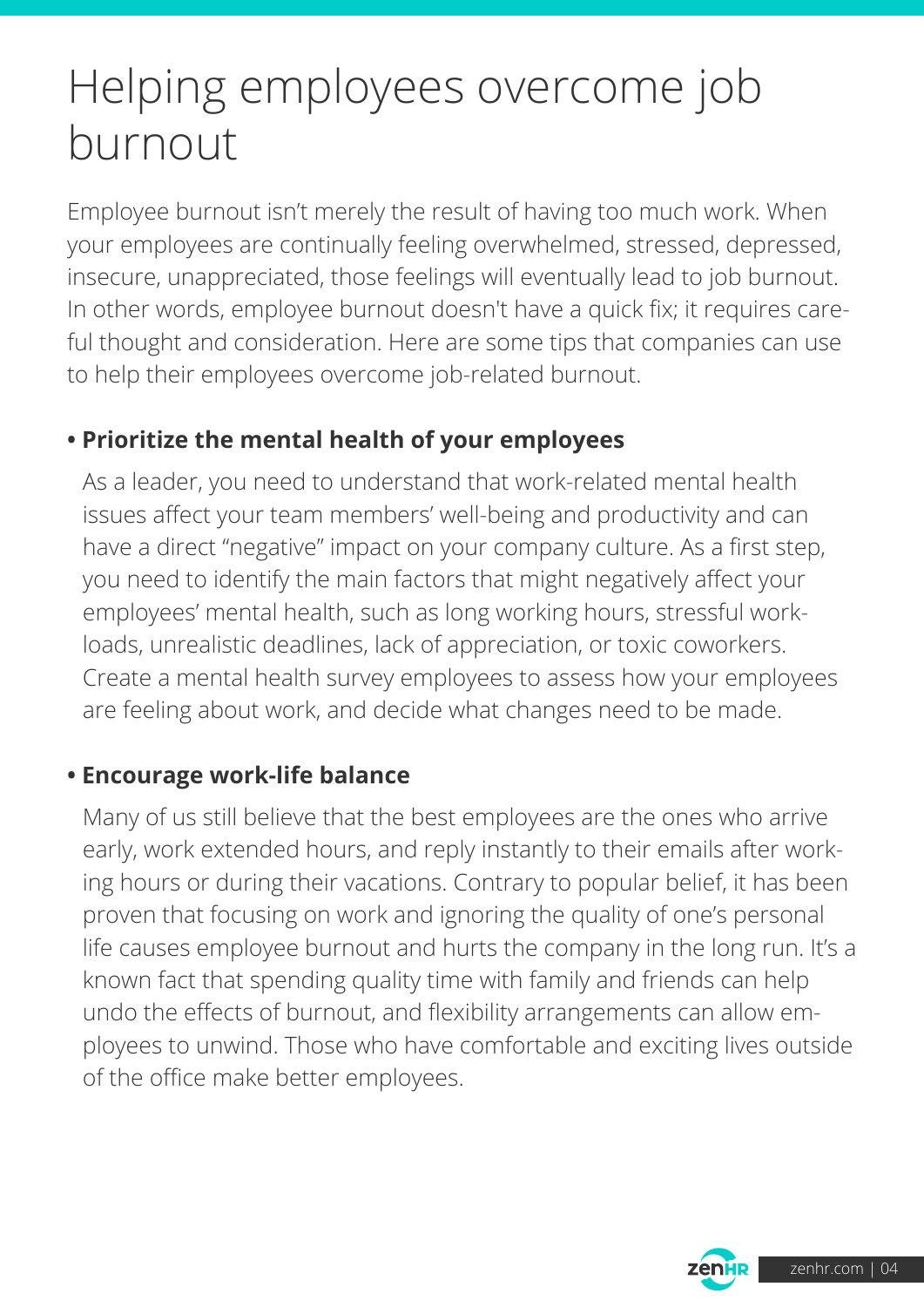# Helping employees overcome job burnout

Employee burnout isn't merely the result of having too much work. When your employees are continually feeling overwhelmed, stressed, depressed, insecure, unappreciated, those feelings will eventually lead to job burnout. In other words, employee burnout doesn't have a quick fix; it requires careful thought and consideration. Here are some tips that companies can use to help their employees overcome job-related burnout.

- **Prioritize the mental health of your employees**

  As a leader, you need to understand that work-related mental health issues affect your team members' well-being and productivity and can have a direct "negative" impact on your company culture. As a first step, you need to identify the main factors that might negatively affect your employees' mental health, such as long working hours, stressful workloads, unrealistic deadlines, lack of appreciation, or toxic coworkers. Create a mental health survey employees to assess how your employees are feeling about work, and decide what changes need to be made.

- **Encourage work-life balance**

  Many of us still believe that the best employees are the ones who arrive early, work extended hours, and reply instantly to their emails after working hours or during their vacations. Contrary to popular belief, it has been proven that focusing on work and ignoring the quality of one's personal life causes employee burnout and hurts the company in the long run. It's a known fact that spending quality time with family and friends can help undo the effects of burnout, and flexibility arrangements can allow employees to unwind. Those who have comfortable and exciting lives outside of the office make better employees.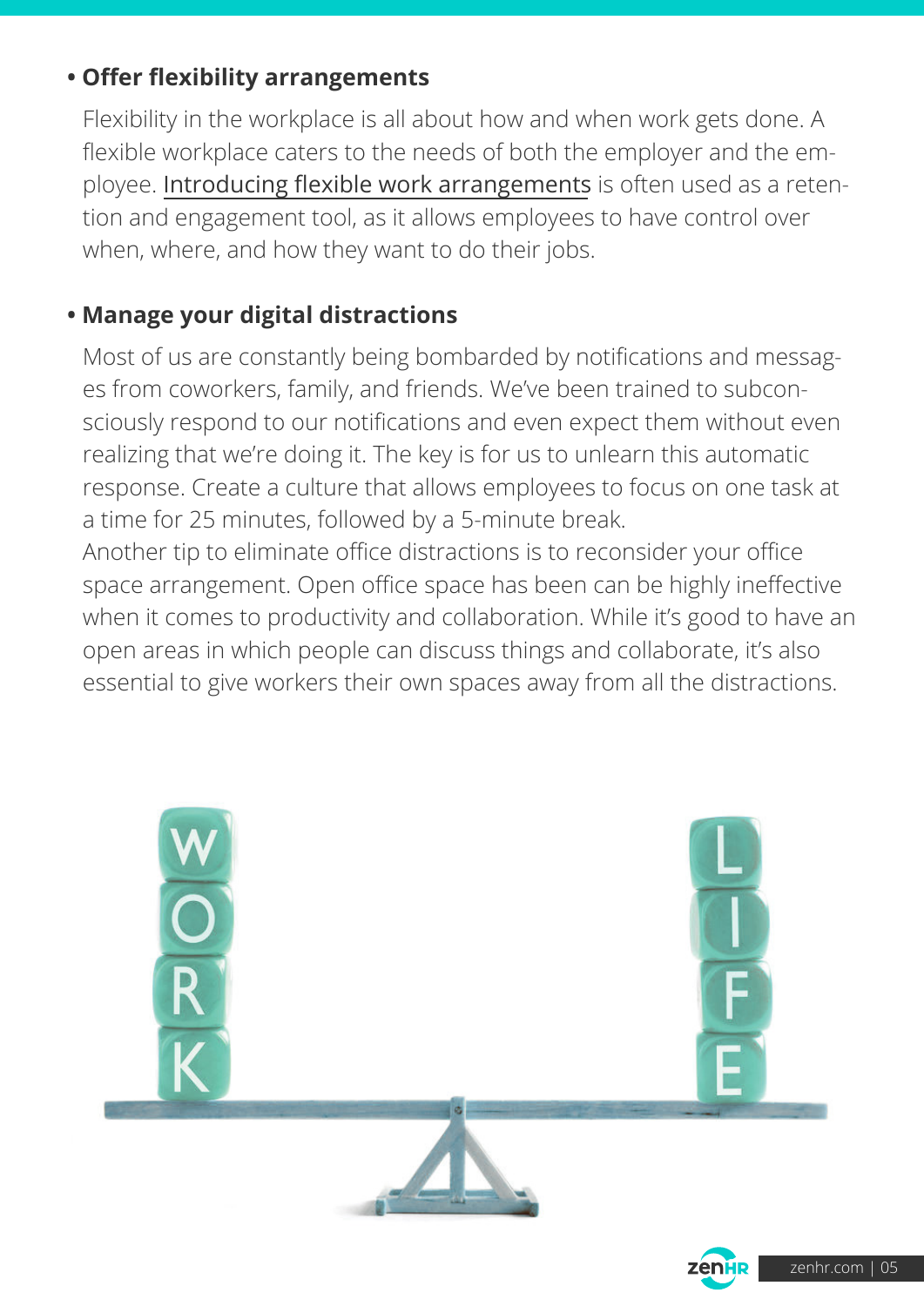- **Offer flexibility arrangements**

  Flexibility in the workplace is all about how and when work gets done. A flexible workplace caters to the needs of both the employer and the employee. Introducing flexible work arrangements is often used as a retention and engagement tool, as it allows employees to have control over when, where, and how they want to do their jobs.

- **Manage your digital distractions**

  Most of us are constantly being bombarded by notifications and messages from coworkers, family, and friends. We've been trained to subconsciously respond to our notifications and even expect them without even realizing that we're doing it. The key is for us to unlearn this automatic response. Create a culture that allows employees to focus on one task at a time for 25 minutes, followed by a 5-minute break.

  Another tip to eliminate office distractions is to reconsider your office space arrangement. Open office space has been can be highly ineffective when it comes to productivity and collaboration. While it's good to have an open areas in which people can discuss things and collaborate, it's also essential to give workers their own spaces away from all the distractions.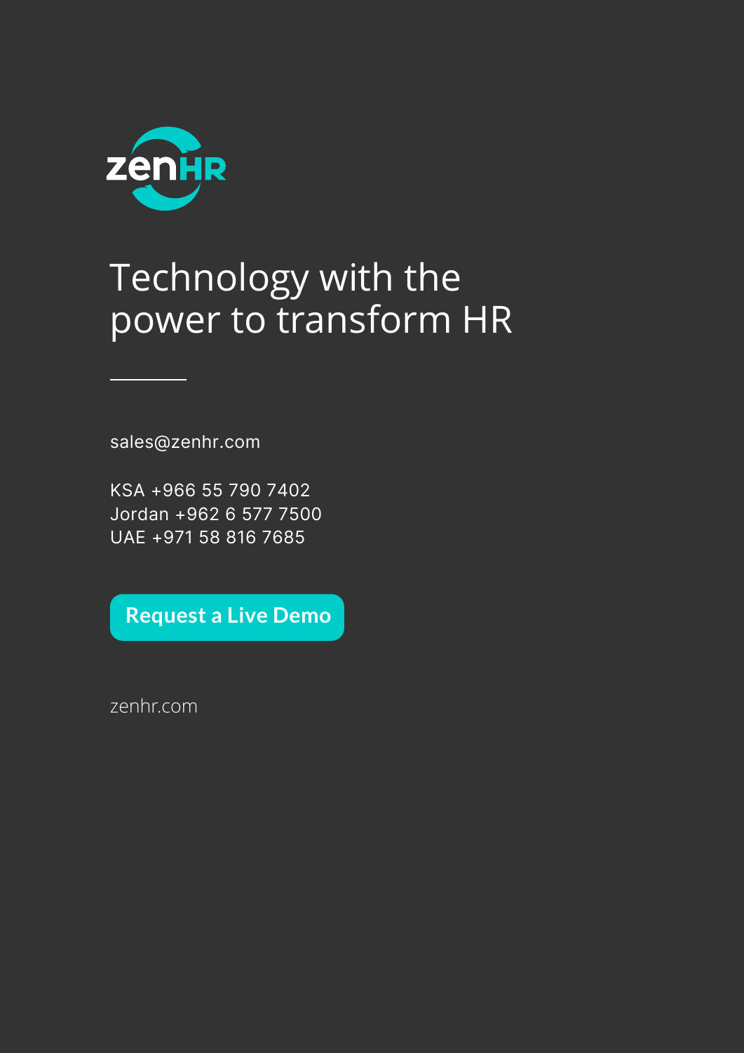zenHR

# Technology with the power to transform HR

sales@zenhr.com

KSA +966 55 790 7402
Jordan +962 6 577 7500
UAE +971 58 816 7685

**Request a Live Demo**

zenhr.com